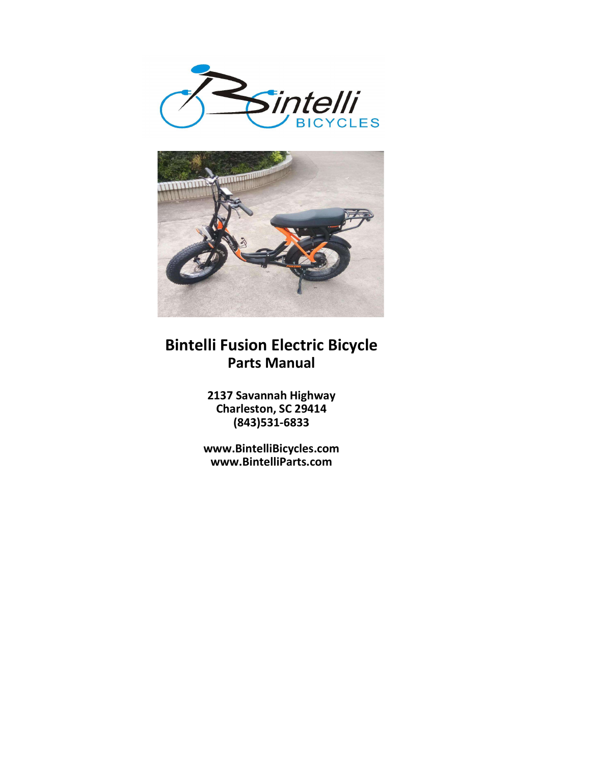# Bintelli Fusion Electric Bicycle
## Parts Manual

**2137 Savannah Highway**
**Charleston, SC 29414**
**(843)531-6833**

**www.BintelliBicycles.com**
**www.BintelliParts.com**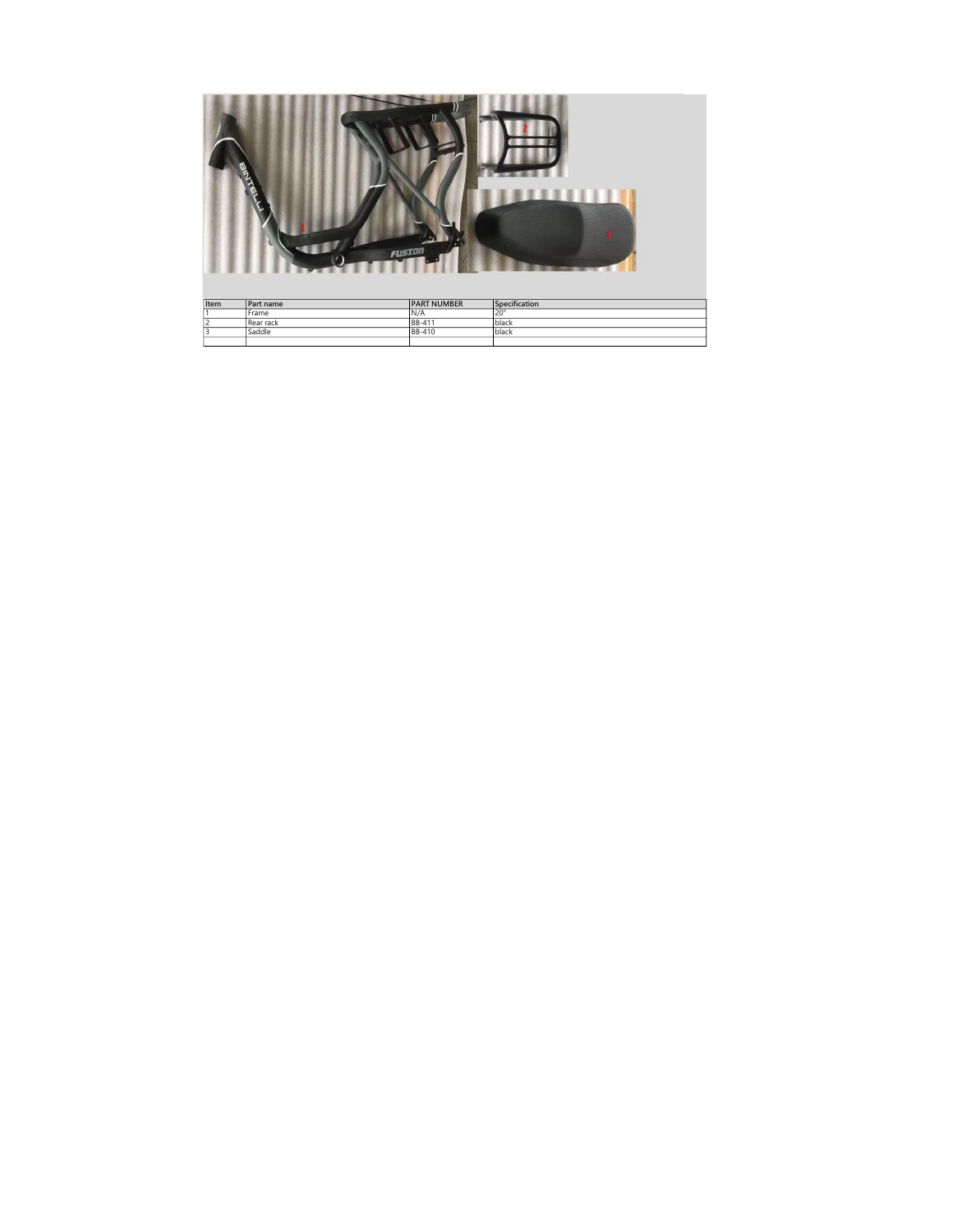| Item | Part name | PART NUMBER | Specification |
|---|---|---|---|
| 1 | Frame | N/A | 20" |
| 2 | Rear rack | BB-411 | black |
| 3 | Saddle | BB-410 | black |
| | | | |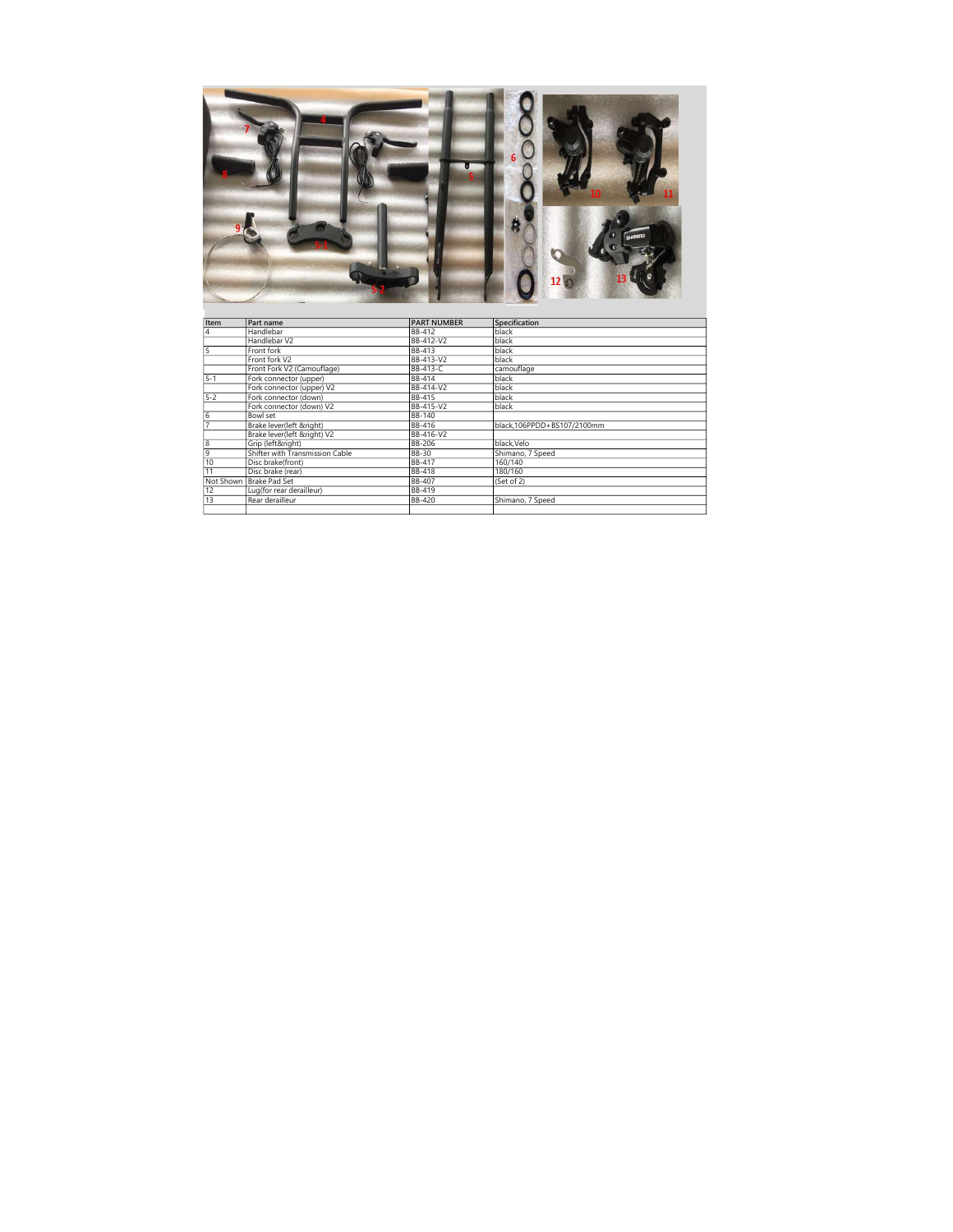| Item | Part name | PART NUMBER | Specification |
|---|---|---|---|
| 4 | Handlebar | BB-412 | black |
| | Handlebar V2 | BB-412-V2 | black |
| 5 | Front fork | BB-413 | black |
| | Front fork V2 | BB-413-V2 | black |
| | Front Fork V2 (Camouflage) | BB-413-C | camouflage |
| 5-1 | Fork connector (upper) | BB-414 | black |
| | Fork connector (upper) V2 | BB-414-V2 | black |
| 5-2 | Fork connector (down) | BB-415 | black |
| | Fork connector (down) V2 | BB-415-V2 | black |
| 6 | Bowl set | BB-140 | |
| 7 | Brake lever(left &right) | BB-416 | black,106PPDD+BS107/2100mm |
| | Brake lever(left &right) V2 | BB-416-V2 | |
| 8 | Grip (left&right) | BB-206 | black,Velo |
| 9 | Shifter with Transmission Cable | BB-30 | Shimano, 7 Speed |
| 10 | Disc brake(front) | BB-417 | 160/140 |
| 11 | Disc brake (rear) | BB-418 | 180/160 |
| Not Shown | Brake Pad Set | BB-407 | (Set of 2) |
| 12 | Lug(for rear derailleur) | BB-419 | |
| 13 | Rear derailleur | BB-420 | Shimano, 7 Speed |
| | | | |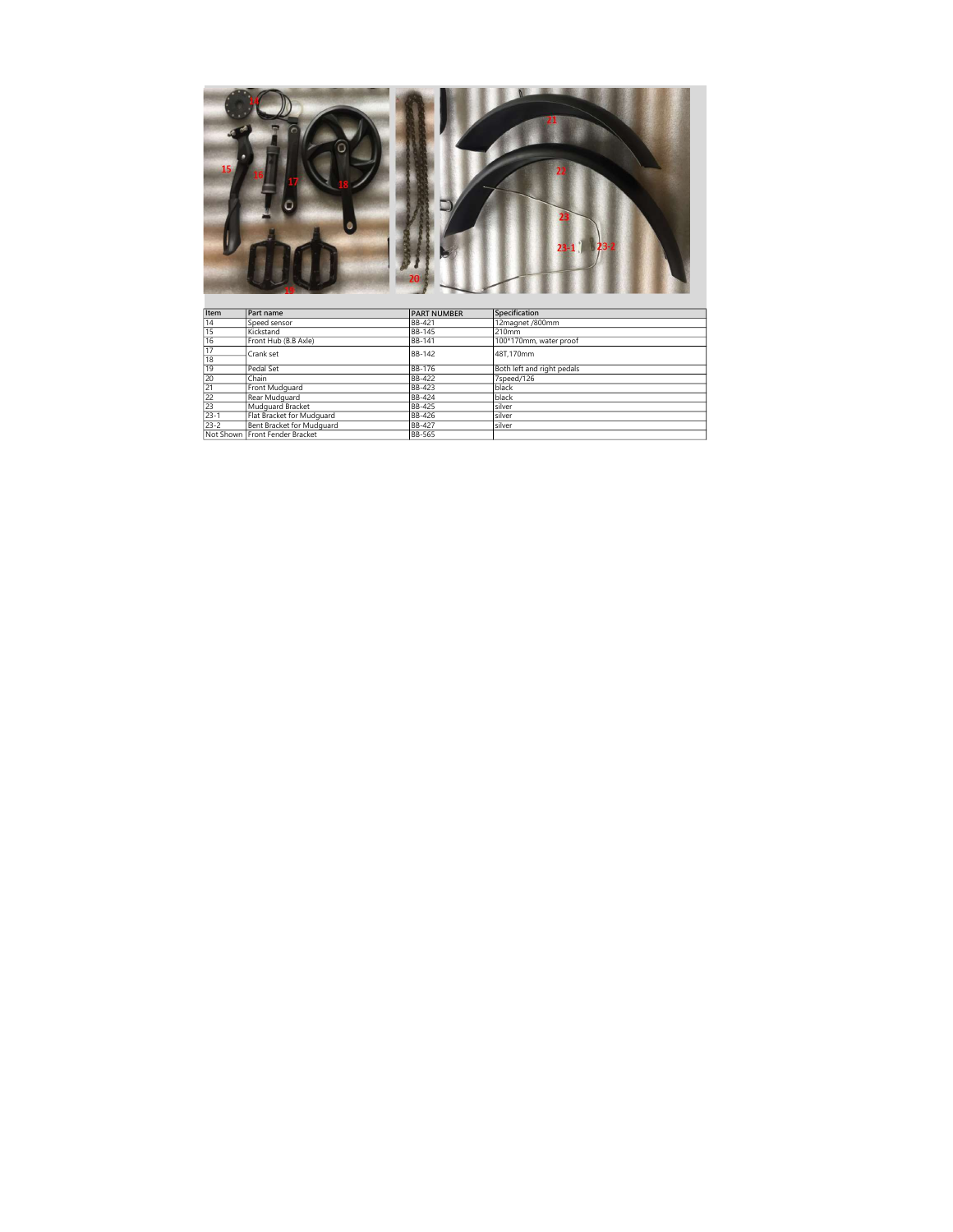| Item | Part name | PART NUMBER | Specification |
| --- | --- | --- | --- |
| 14 | Speed sensor | BB-421 | 12magnet /800mm |
| 15 | Kickstand | BB-145 | 210mm |
| 16 | Front Hub (B.B Axle) | BB-141 | 100*170mm, water proof |
| 17<br>18 | Crank set | BB-142 | 48T,170mm |
| 19 | Pedal Set | BB-176 | Both left and right pedals |
| 20 | Chain | BB-422 | 7speed/126 |
| 21 | Front Mudguard | BB-423 | black |
| 22 | Rear Mudguard | BB-424 | black |
| 23 | Mudguard Bracket | BB-425 | silver |
| 23-1 | Flat Bracket for Mudguard | BB-426 | silver |
| 23-2 | Bent Bracket for Mudguard | BB-427 | silver |
| Not Shown | Front Fender Bracket | BB-565 | |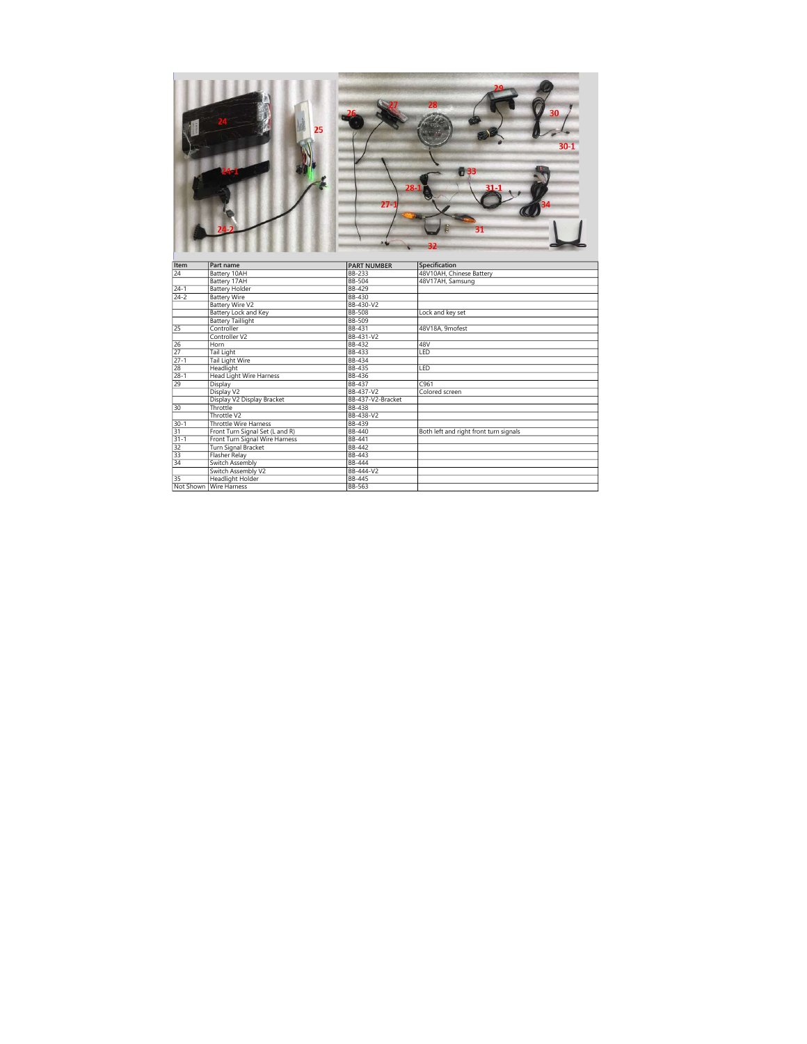| Item | Part name | PART NUMBER | Specification |
|---|---|---|---|
| 24 | Battery 10AH | BB-233 | 48V10AH, Chinese Battery |
| | Battery 17AH | BB-504 | 48V17AH, Samsung |
| 24-1 | Battery Holder | BB-429 | |
| 24-2 | Battery Wire | BB-430 | |
| | Battery Wire V2 | BB-430-V2 | |
| | Battery Lock and Key | BB-508 | Lock and key set |
| | Battery Taillight | BB-509 | |
| 25 | Controller | BB-431 | 48V18A, 9mofest |
| | Controller V2 | BB-431-V2 | |
| 26 | Horn | BB-432 | 48V |
| 27 | Tail Light | BB-433 | LED |
| 27-1 | Tail Light Wire | BB-434 | |
| 28 | Headlight | BB-435 | LED |
| 28-1 | Head Light Wire Harness | BB-436 | |
| 29 | Display | BB-437 | C961 |
| | Display V2 | BB-437-V2 | Colored screen |
| | Display V2 Display Bracket | BB-437-V2-Bracket | |
| 30 | Throttle | BB-438 | |
| | Throttle V2 | BB-438-V2 | |
| 30-1 | Throttle Wire Harness | BB-439 | |
| 31 | Front Turn Signal Set (L and R) | BB-440 | Both left and right front turn signals |
| 31-1 | Front Turn Signal Wire Harness | BB-441 | |
| 32 | Turn Signal Bracket | BB-442 | |
| 33 | Flasher Relay | BB-443 | |
| 34 | Switch Assembly | BB-444 | |
| | Switch Assembly V2 | BB-444-V2 | |
| 35 | Headlight Holder | BB-445 | |
| Not Shown | Wire Harness | BB-563 | |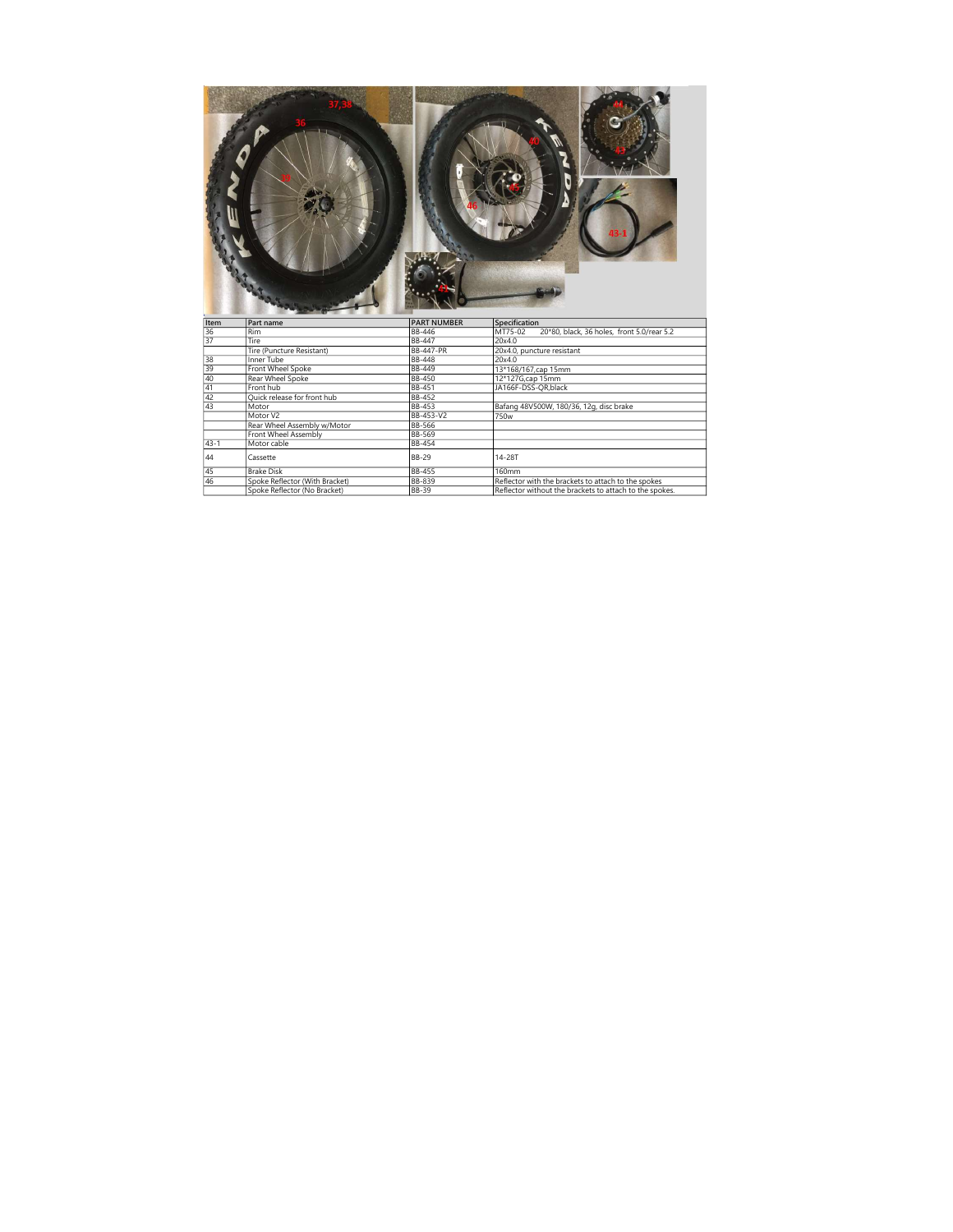| Item | Part name | PART NUMBER | Specification |
|---|---|---|---|
| 36 | Rim | BB-446 | MT75-02 20*80, black, 36 holes, front 5.0/rear 5.2 |
| 37 | Tire | BB-447 | 20x4.0 |
| | Tire (Puncture Resistant) | BB-447-PR | 20x4.0, puncture resistant |
| 38 | Inner Tube | BB-448 | 20x4.0 |
| 39 | Front Wheel Spoke | BB-449 | 13*168/167,cap 15mm |
| 40 | Rear Wheel Spoke | BB-450 | 12*127G,cap 15mm |
| 41 | Front hub | BB-451 | JA166F-DSS-QR,black |
| 42 | Quick release for front hub | BB-452 | |
| 43 | Motor | BB-453 | Bafang 48V500W, 180/36, 12g, disc brake |
| | Motor V2 | BB-453-V2 | 750w |
| | Rear Wheel Assembly w/Motor | BB-566 | |
| | Front Wheel Assembly | BB-569 | |
| 43-1 | Motor cable | BB-454 | |
| 44 | Cassette | BB-29 | 14-28T |
| 45 | Brake Disk | BB-455 | 160mm |
| 46 | Spoke Reflector (With Bracket) | BB-839 | Reflector with the brackets to attach to the spokes |
| | Spoke Reflector (No Bracket) | BB-39 | Reflector without the brackets to attach to the spokes. |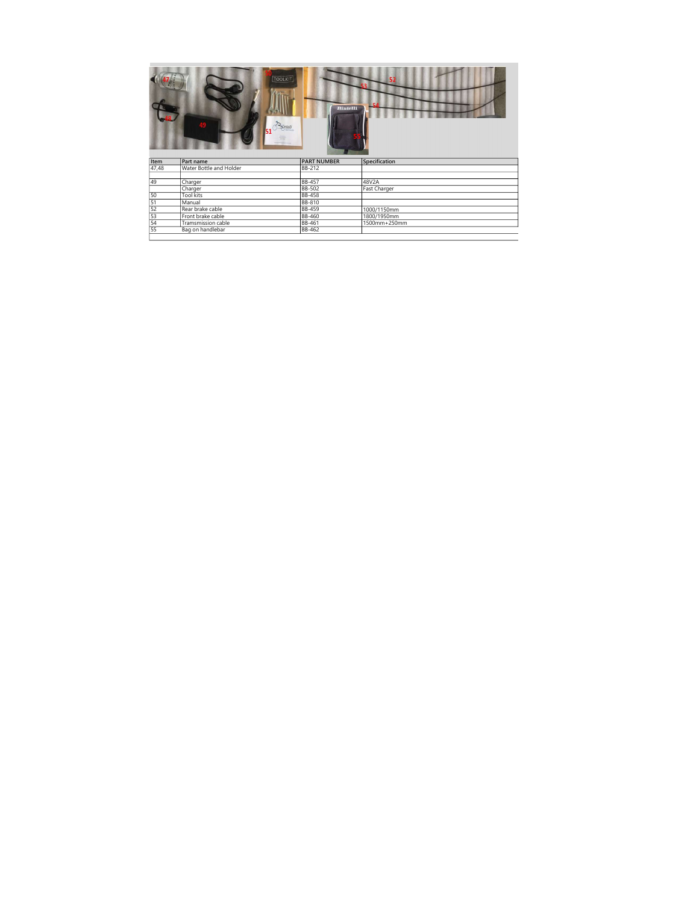| Item | Part name | PART NUMBER | Specification |
|---|---|---|---|
| 47,48 | Water Bottle and Holder | BB-212 | |
| | | | |
| 49 | Charger | BB-457 | 48V2A |
| | Charger | BB-502 | Fast Charger |
| 50 | Tool kits | BB-458 | |
| 51 | Manual | BB-810 | |
| 52 | Rear brake cable | BB-459 | 1000/1150mm |
| 53 | Front brake cable | BB-460 | 1800/1950mm |
| 54 | Tramsmission cable | BB-461 | 1500mm+250mm |
| 55 | Bag on handlebar | BB-462 | |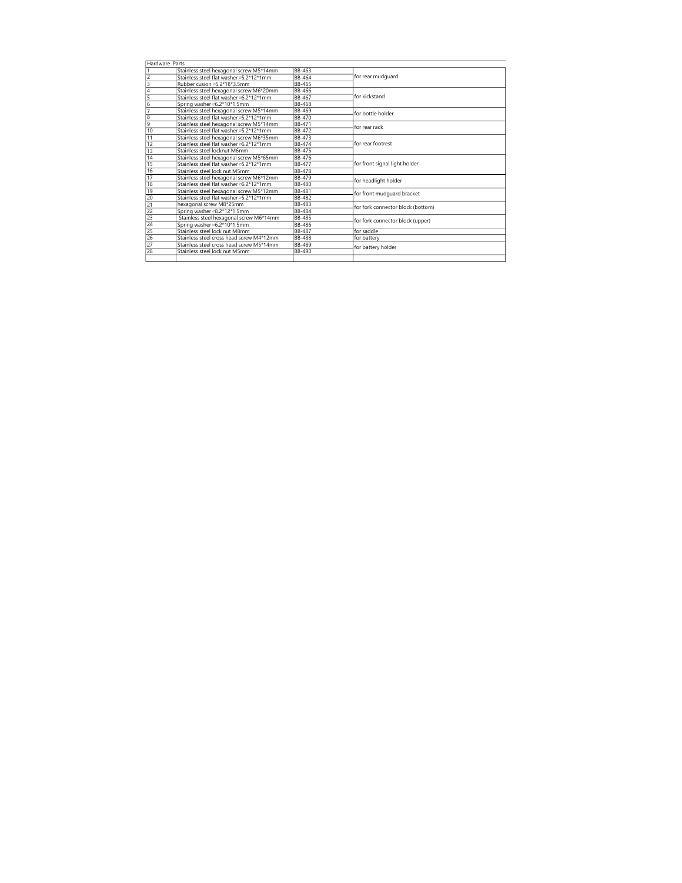| Hardware Parts | | | |
|---|---|---|---|
| 1 | Stainless steel hexagonal screw M5*14mm | BB-463 | for rear mudguard |
| 2 | Stainless steel flat washer ⌀5.2*12*1mm | BB-464 | |
| 3 | Rubber cusion ⌀5.2*18*3.5mm | BB-465 | |
| 4 | Stainless steel hexagonal screw M6*20mm | BB-466 | for kickstand |
| 5 | Stainless steel flat washer ⌀6.2*12*1mm | BB-467 | |
| 6 | Spring washer ⌀6.2*10*1.5mm | BB-468 | |
| 7 | Stainless steel hexagonal screw M5*14mm | BB-469 | for bottle holder |
| 8 | Stainless steel flat washer ⌀5.2*12*1mm | BB-470 | |
| 9 | Stainless steel hexagonal screw M5*14mm | BB-471 | for rear rack |
| 10 | Stainless steel flat washer ⌀5.2*12*1mm | BB-472 | |
| 11 | Stainless steel hexagonal screw M6*35mm | BB-473 | for rear footrest |
| 12 | Stainless steel flat washer ⌀6.2*12*1mm | BB-474 | |
| 13 | Stainless steel locknut M6mm | BB-475 | |
| 14 | Stainless steel hexagonal screw M5*65mm | BB-476 | for front signal light holder |
| 15 | Stainless steel flat washer ⌀5.2*12*1mm | BB-477 | |
| 16 | Stainless steel lock nut M5mm | BB-478 | |
| 17 | Stainless steel hexagonal screw M6*12mm | BB-479 | for headlight holder |
| 18 | Stainless steel flat washer ⌀6.2*12*1mm | BB-480 | |
| 19 | Stainless steel hexagonal screw M5*12mm | BB-481 | for front mudguard bracket |
| 20 | Stainless steel flat washer ⌀5.2*12*1mm | BB-482 | |
| 21 | hexagonal screw M8*25mm | BB-483 | for fork connector block (bottom) |
| 22 | Spring washer ⌀8.2*12*1.5mm | BB-484 | |
| 23 | Stainless steel hexagonal screw M6*14mm | BB-485 | for fork connector block (upper) |
| 24 | Spring washer ⌀6.2*10*1.5mm | BB-486 | |
| 25 | Stainless steel lock nut M8mm | BB-487 | for saddle |
| 26 | Stainless steel cross head screw M4*12mm | BB-488 | for battery |
| 27 | Stainless steel cross head screw M5*14mm | BB-489 | for battery holder |
| 28 | Stainless steel lock nut M5mm | BB-490 | |
| | | | |